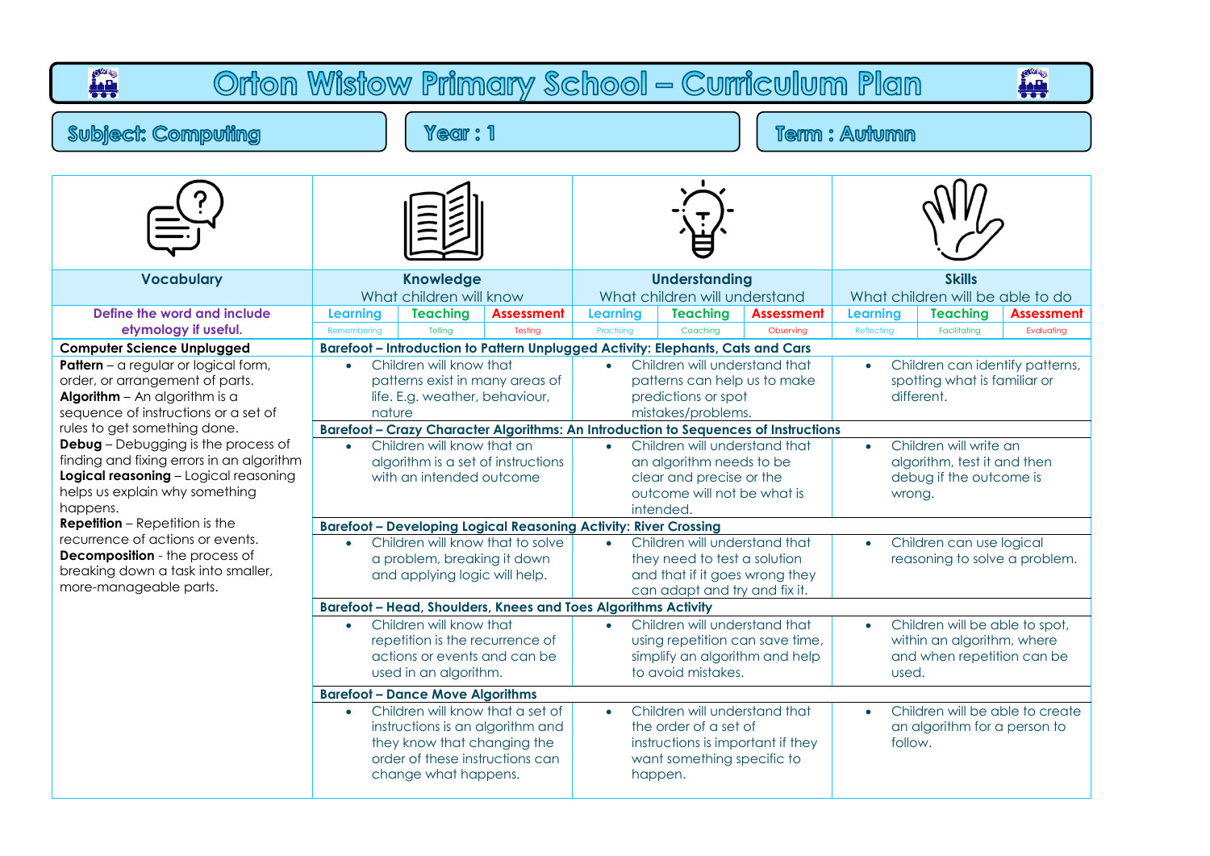# Orton Wistow Primary School – Curriculum Plan

**Subject: Computing** | **Year : 1** | **Term : Autumn**

| Vocabulary | Knowledge<br>What children will know | | | Understanding<br>What children will understand | | | Skills<br>What children will be able to do | | |
|---|---|---|---|---|---|---|---|---|---|
| **Define the word and include etymology if useful.** | **Learning**<br>Remembering | **Teaching**<br>Telling | **Assessment**<br>Testing | **Learning**<br>Practising | **Teaching**<br>Coaching | **Assessment**<br>Observing | **Learning**<br>Reflecting | **Teaching**<br>Facilitating | **Assessment**<br>Evaluating |
| **Computer Science Unplugged** | **Barefoot – Introduction to Pattern Unplugged Activity: Elephants, Cats and Cars** | | | | | | | | |
| **Pattern** – a regular or logical form, order, or arrangement of parts.<br>**Algorithm** – An algorithm is a sequence of instructions or a set of rules to get something done.<br>**Debug** – Debugging is the process of finding and fixing errors in an algorithm<br>**Logical reasoning** – Logical reasoning helps us explain why something happens.<br>**Repetition** – Repetition is the recurrence of actions or events.<br>**Decomposition** - the process of breaking down a task into smaller, more-manageable parts. | • Children will know that patterns exist in many areas of life. E.g. weather, behaviour, nature | | | • Children will understand that patterns can help us to make predictions or spot mistakes/problems. | | | • Children can identify patterns, spotting what is familiar or different. | | |
| | **Barefoot – Crazy Character Algorithms: An Introduction to Sequences of Instructions** | | | | | | | | |
| | • Children will know that an algorithm is a set of instructions with an intended outcome | | | • Children will understand that an algorithm needs to be clear and precise or the outcome will not be what is intended. | | | • Children will write an algorithm, test it and then debug if the outcome is wrong. | | |
| | **Barefoot – Developing Logical Reasoning Activity: River Crossing** | | | | | | | | |
| | • Children will know that to solve a problem, breaking it down and applying logic will help. | | | • Children will understand that they need to test a solution and that if it goes wrong they can adapt and try and fix it. | | | • Children can use logical reasoning to solve a problem. | | |
| | **Barefoot – Head, Shoulders, Knees and Toes Algorithms Activity** | | | | | | | | |
| | • Children will know that repetition is the recurrence of actions or events and can be used in an algorithm. | | | • Children will understand that using repetition can save time, simplify an algorithm and help to avoid mistakes. | | | • Children will be able to spot, within an algorithm, where and when repetition can be used. | | |
| | **Barefoot – Dance Move Algorithms** | | | | | | | | |
| | • Children will know that a set of instructions is an algorithm and they know that changing the order of these instructions can change what happens. | | | • Children will understand that the order of a set of instructions is important if they want something specific to happen. | | | • Children will be able to create an algorithm for a person to follow. | | |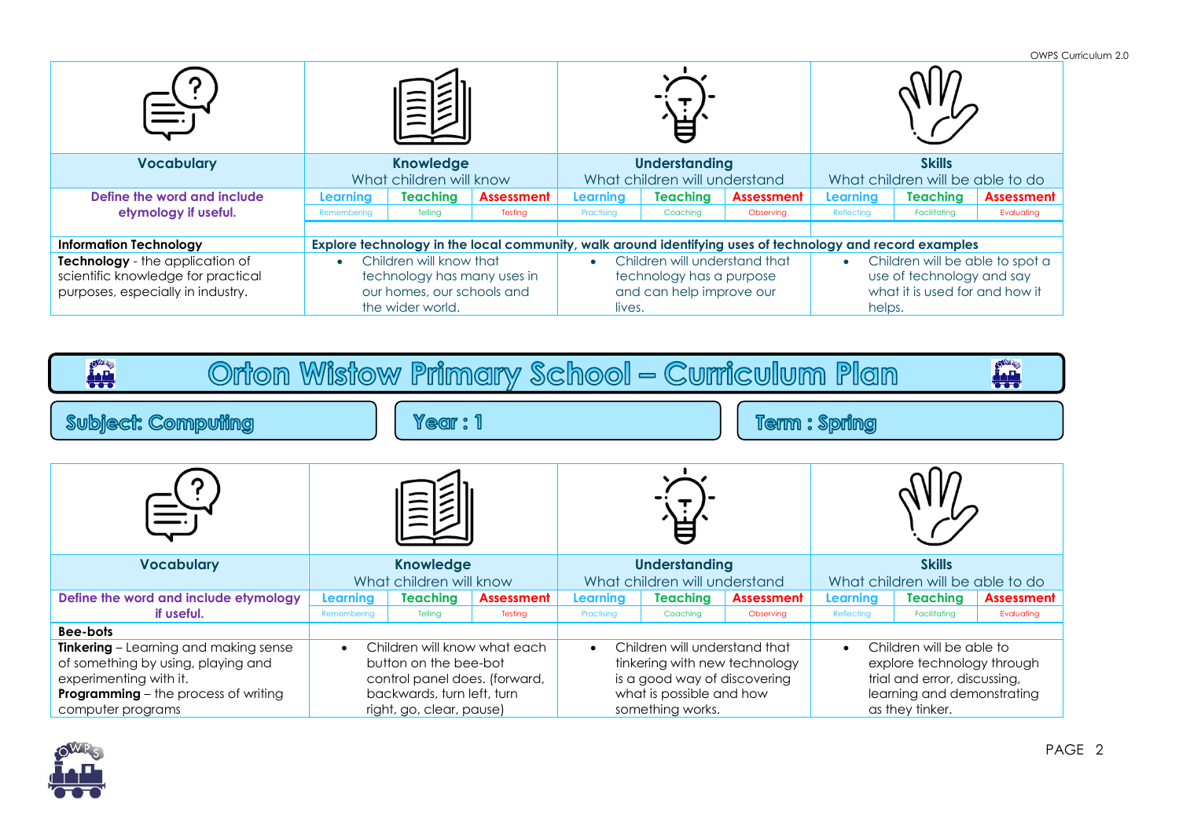| Vocabulary | Knowledge<br>What children will know | | | Understanding<br>What children will understand | | | Skills<br>What children will be able to do | | |
|---|---|---|---|---|---|---|---|---|---|
| Define the word and include etymology if useful. | Learning<br>Remembering | Teaching<br>Telling | Assessment<br>Testing | Learning<br>Practising | Teaching<br>Coaching | Assessment<br>Observing | Learning<br>Reflecting | Teaching<br>Facilitating | Assessment<br>Evaluating |
| **Information Technology** | **Explore technology in the local community, walk around identifying uses of technology and record examples** | | | | | | | | |
| **Technology** - the application of scientific knowledge for practical purposes, especially in industry. | • Children will know that technology has many uses in our homes, our schools and the wider world. | | | • Children will understand that technology has a purpose and can help improve our lives. | | | • Children will be able to spot a use of technology and say what it is used for and how it helps. | | |

# Orton Wistow Primary School – Curriculum Plan

**Subject: Computing** | **Year : 1** | **Term : Spring**

| Vocabulary | Knowledge<br>What children will know | | | Understanding<br>What children will understand | | | Skills<br>What children will be able to do | | |
|---|---|---|---|---|---|---|---|---|---|
| Define the word and include etymology if useful. | Learning<br>Remembering | Teaching<br>Telling | Assessment<br>Testing | Learning<br>Practising | Teaching<br>Coaching | Assessment<br>Observing | Learning<br>Reflecting | Teaching<br>Facilitating | Assessment<br>Evaluating |
| **Bee-bots** | | | | | | | | | |
| **Tinkering** – Learning and making sense of something by using, playing and experimenting with it.<br>**Programming** – the process of writing computer programs | • Children will know what each button on the bee-bot control panel does. (forward, backwards, turn left, turn right, go, clear, pause) | | | • Children will understand that tinkering with new technology is a good way of discovering what is possible and how something works. | | | • Children will be able to explore technology through trial and error, discussing, learning and demonstrating as they tinker. | | |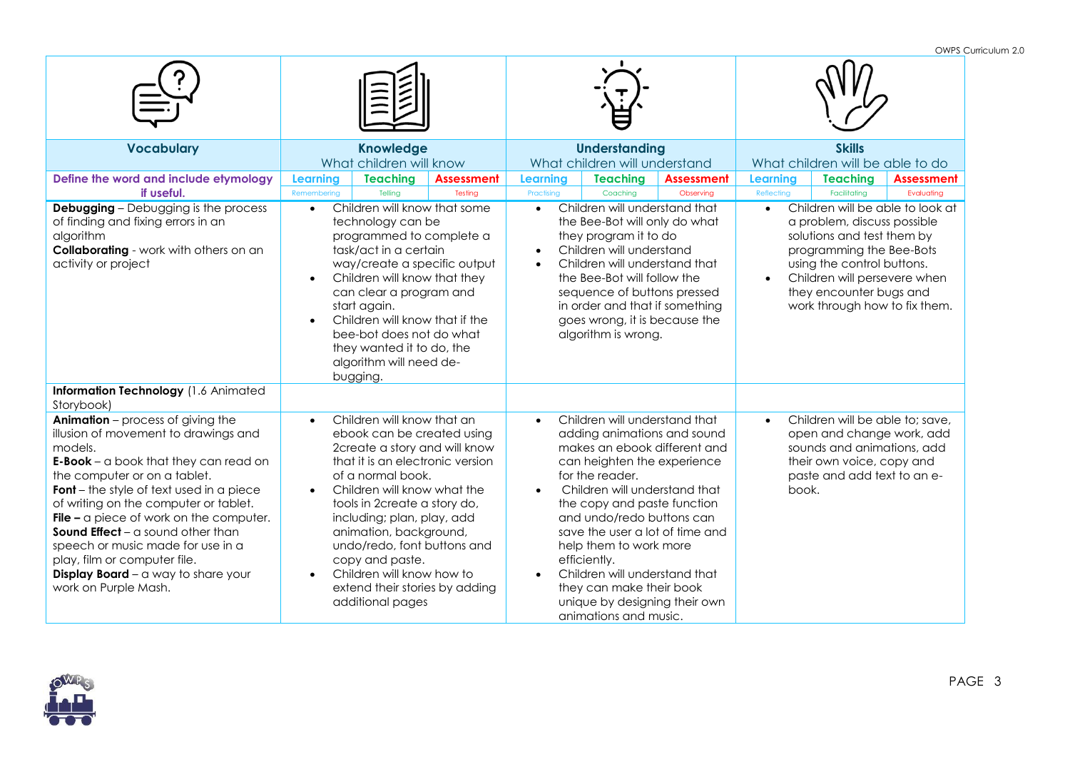| Vocabulary | Knowledge<br>What children will know | | | Understanding<br>What children will understand | | | Skills<br>What children will be able to do | | |
|---|---|---|---|---|---|---|---|---|---|
| **Define the word and include etymology if useful.** | Learning<br>Remembering | Teaching<br>Telling | Assessment<br>Testing | Learning<br>Practising | Teaching<br>Coaching | Assessment<br>Observing | Learning<br>Reflecting | Teaching<br>Facilitating | Assessment<br>Evaluating |
| **Debugging** – Debugging is the process of finding and fixing errors in an algorithm<br>**Collaborating** - work with others on an activity or project | • Children will know that some technology can be programmed to complete a task/act in a certain way/create a specific output<br>• Children will know that they can clear a program and start again.<br>• Children will know that if the bee-bot does not do what they wanted it to do, the algorithm will need de-bugging. | | | • Children will understand that the Bee-Bot will only do what they program it to do<br>• Children will understand<br>• Children will understand that the Bee-Bot will follow the sequence of buttons pressed in order and that if something goes wrong, it is because the algorithm is wrong. | | | • Children will be able to look at a problem, discuss possible solutions and test them by programming the Bee-Bots using the control buttons.<br>• Children will persevere when they encounter bugs and work through how to fix them. | | |
| **Information Technology** (1.6 Animated Storybook) | | | | | | | | | |
| **Animation** – process of giving the illusion of movement to drawings and models.<br>**E-Book** – a book that they can read on the computer or on a tablet.<br>**Font** – the style of text used in a piece of writing on the computer or tablet.<br>**File –** a piece of work on the computer.<br>**Sound Effect** – a sound other than speech or music made for use in a play, film or computer file.<br>**Display Board** – a way to share your work on Purple Mash. | • Children will know that an ebook can be created using 2create a story and will know that it is an electronic version of a normal book.<br>• Children will know what the tools in 2create a story do, including; plan, play, add animation, background, undo/redo, font buttons and copy and paste.<br>• Children will know how to extend their stories by adding additional pages | | | • Children will understand that adding animations and sound makes an ebook different and can heighten the experience for the reader.<br>• Children will understand that the copy and paste function and undo/redo buttons can save the user a lot of time and help them to work more efficiently.<br>• Children will understand that they can make their book unique by designing their own animations and music. | | | • Children will be able to; save, open and change work, add sounds and animations, add their own voice, copy and paste and add text to an e-book. | | |